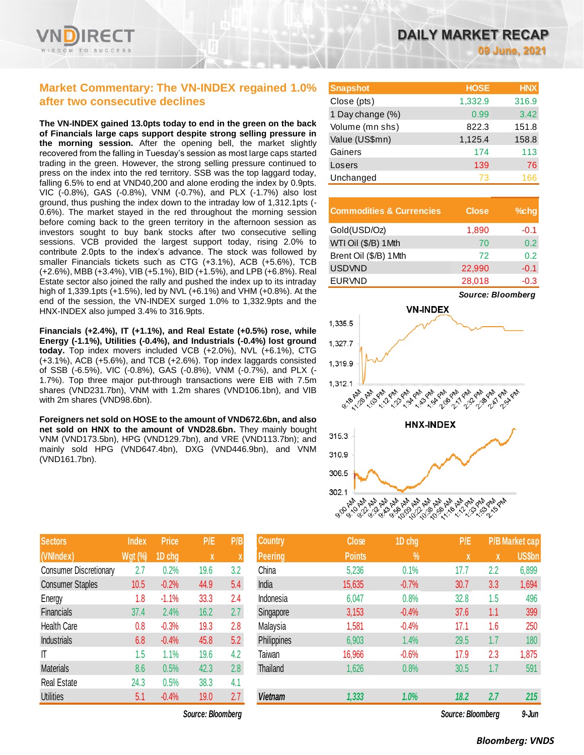# DAILY MARKET RECAP

**09 June, 2021**

## Market Commentary: The VN-INDEX regained 1.0% after two consecutive declines

**The VN-INDEX gained 13.0pts today to end in the green on the back of Financials large caps support despite strong selling pressure in the morning session.** After the opening bell, the market slightly recovered from the falling in Tuesday's session as most large caps started trading in the green. However, the strong selling pressure continued to press on the index into the red territory. SSB was the top laggard today, falling 6.5% to end at VND40,200 and alone eroding the index by 0.9pts. VIC (-0.8%), GAS (-0.8%), VNM (-0.7%), and PLX (-1.7%) also lost ground, thus pushing the index down to the intraday low of 1,312.1pts (-0.6%). The market stayed in the red throughout the morning session before coming back to the green territory in the afternoon session as investors sought to buy bank stocks after two consecutive selling sessions. VCB provided the largest support today, rising 2.0% to contribute 2.0pts to the index's advance. The stock was followed by smaller Financials tickets such as CTG (+3.1%), ACB (+5.6%), TCB (+2.6%), MBB (+3.4%), VIB (+5.1%), BID (+1.5%), and LPB (+6.8%). Real Estate sector also joined the rally and pushed the index up to its intraday high of 1,339.1pts (+1.5%), led by NVL (+6.1%) and VHM (+0.8%). At the end of the session, the VN-INDEX surged 1.0% to 1,332.9pts and the HNX-INDEX also jumped 3.4% to 316.9pts.

**Financials (+2.4%), IT (+1.1%), and Real Estate (+0.5%) rose, while Energy (-1.1%), Utilities (-0.4%), and Industrials (-0.4%) lost ground today.** Top index movers included VCB (+2.0%), NVL (+6.1%), CTG (+3.1%), ACB (+5.6%), and TCB (+2.6%). Top index laggards consisted of SSB (-6.5%), VIC (-0.8%), GAS (-0.8%), VNM (-0.7%), and PLX (-1.7%). Top three major put-through transactions were EIB with 7.5m shares (VND231.7bn), VNM with 1.2m shares (VND106.1bn), and VIB with 2m shares (VND98.6bn).

**Foreigners net sold on HOSE to the amount of VND672.6bn, and also net sold on HNX to the amount of VND28.6bn.** They mainly bought VNM (VND173.5bn), HPG (VND129.7bn), and VRE (VND113.7bn); and mainly sold HPG (VND647.4bn), DXG (VND446.9bn), and VNM (VND161.7bn).

| Snapshot | HOSE | HNX |
|---|---|---|
| Close (pts) | 1,332.9 | 316.9 |
| 1 Day change (%) | 0.99 | 3.42 |
| Volume (mn shs) | 822.3 | 151.8 |
| Value (US$mn) | 1,125.4 | 158.8 |
| Gainers | 174 | 113 |
| Losers | 139 | 76 |
| Unchanged | 73 | 166 |

| Commodities & Currencies | Close | %chg |
|---|---|---|
| Gold(USD/Oz) | 1,890 | -0.1 |
| WTI Oil ($/B) 1Mth | 70 | 0.2 |
| Brent Oil ($/B) 1Mth | 72 | 0.2 |
| USDVND | 22,990 | -0.1 |
| EURVND | 28,018 | -0.3 |

*Source: Bloomberg*

| Sectors (VNIndex) | Index Wgt (%) | Price 1D chg | P/E x | P/B x |
|---|---|---|---|---|
| Consumer Discretionary | 2.7 | 0.2% | 19.6 | 3.2 |
| Consumer Staples | 10.5 | -0.2% | 44.9 | 5.4 |
| Energy | 1.8 | -1.1% | 33.3 | 2.4 |
| Financials | 37.4 | 2.4% | 16.2 | 2.7 |
| Health Care | 0.8 | -0.3% | 19.3 | 2.8 |
| Industrials | 6.8 | -0.4% | 45.8 | 5.2 |
| IT | 1.5 | 1.1% | 19.6 | 4.2 |
| Materials | 8.6 | 0.5% | 42.3 | 2.8 |
| Real Estate | 24.3 | 0.5% | 38.3 | 4.1 |
| Utilities | 5.1 | -0.4% | 19.0 | 2.7 |

*Source: Bloomberg*

| Country Peering | Close Points | 1D chg % | P/E x | P/B x | Market cap US$bn |
|---|---|---|---|---|---|
| China | 5,236 | 0.1% | 17.7 | 2.2 | 6,899 |
| India | 15,635 | -0.7% | 30.7 | 3.3 | 1,694 |
| Indonesia | 6,047 | 0.8% | 32.8 | 1.5 | 496 |
| Singapore | 3,153 | -0.4% | 37.6 | 1.1 | 399 |
| Malaysia | 1,581 | -0.4% | 17.1 | 1.6 | 250 |
| Philippines | 6,903 | 1.4% | 29.5 | 1.7 | 180 |
| Taiwan | 16,966 | -0.6% | 17.9 | 2.3 | 1,875 |
| Thailand | 1,626 | 0.8% | 30.5 | 1.7 | 591 |
| **Vietnam** | **1,333** | **1.0%** | **18.2** | **2.7** | **215** |

*Source: Bloomberg* *9-Jun*

*Bloomberg: VNDS*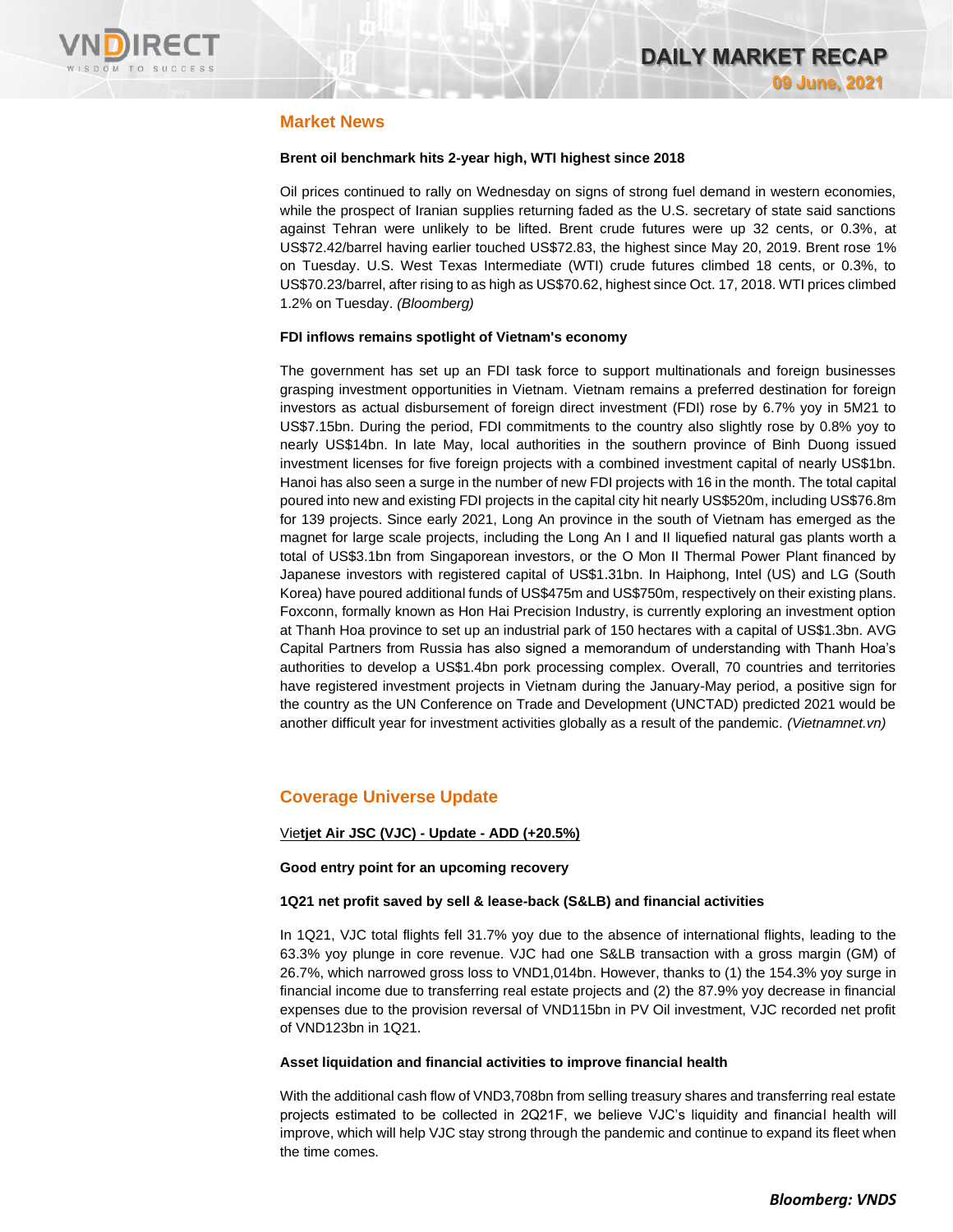## Market News

**Brent oil benchmark hits 2-year high, WTI highest since 2018**

Oil prices continued to rally on Wednesday on signs of strong fuel demand in western economies, while the prospect of Iranian supplies returning faded as the U.S. secretary of state said sanctions against Tehran were unlikely to be lifted. Brent crude futures were up 32 cents, or 0.3%, at US$72.42/barrel having earlier touched US$72.83, the highest since May 20, 2019. Brent rose 1% on Tuesday. U.S. West Texas Intermediate (WTI) crude futures climbed 18 cents, or 0.3%, to US$70.23/barrel, after rising to as high as US$70.62, highest since Oct. 17, 2018. WTI prices climbed 1.2% on Tuesday. *(Bloomberg)*

**FDI inflows remains spotlight of Vietnam's economy**

The government has set up an FDI task force to support multinationals and foreign businesses grasping investment opportunities in Vietnam. Vietnam remains a preferred destination for foreign investors as actual disbursement of foreign direct investment (FDI) rose by 6.7% yoy in 5M21 to US$7.15bn. During the period, FDI commitments to the country also slightly rose by 0.8% yoy to nearly US$14bn. In late May, local authorities in the southern province of Binh Duong issued investment licenses for five foreign projects with a combined investment capital of nearly US$1bn. Hanoi has also seen a surge in the number of new FDI projects with 16 in the month. The total capital poured into new and existing FDI projects in the capital city hit nearly US$520m, including US$76.8m for 139 projects. Since early 2021, Long An province in the south of Vietnam has emerged as the magnet for large scale projects, including the Long An I and II liquefied natural gas plants worth a total of US$3.1bn from Singaporean investors, or the O Mon II Thermal Power Plant financed by Japanese investors with registered capital of US$1.31bn. In Haiphong, Intel (US) and LG (South Korea) have poured additional funds of US$475m and US$750m, respectively on their existing plans. Foxconn, formally known as Hon Hai Precision Industry, is currently exploring an investment option at Thanh Hoa province to set up an industrial park of 150 hectares with a capital of US$1.3bn. AVG Capital Partners from Russia has also signed a memorandum of understanding with Thanh Hoa's authorities to develop a US$1.4bn pork processing complex. Overall, 70 countries and territories have registered investment projects in Vietnam during the January-May period, a positive sign for the country as the UN Conference on Trade and Development (UNCTAD) predicted 2021 would be another difficult year for investment activities globally as a result of the pandemic. *(Vietnamnet.vn)*

## Coverage Universe Update

**Vietjet Air JSC (VJC) - Update - ADD (+20.5%)**

**Good entry point for an upcoming recovery**

**1Q21 net profit saved by sell & lease-back (S&LB) and financial activities**

In 1Q21, VJC total flights fell 31.7% yoy due to the absence of international flights, leading to the 63.3% yoy plunge in core revenue. VJC had one S&LB transaction with a gross margin (GM) of 26.7%, which narrowed gross loss to VND1,014bn. However, thanks to (1) the 154.3% yoy surge in financial income due to transferring real estate projects and (2) the 87.9% yoy decrease in financial expenses due to the provision reversal of VND115bn in PV Oil investment, VJC recorded net profit of VND123bn in 1Q21.

**Asset liquidation and financial activities to improve financial health**

With the additional cash flow of VND3,708bn from selling treasury shares and transferring real estate projects estimated to be collected in 2Q21F, we believe VJC's liquidity and financial health will improve, which will help VJC stay strong through the pandemic and continue to expand its fleet when the time comes.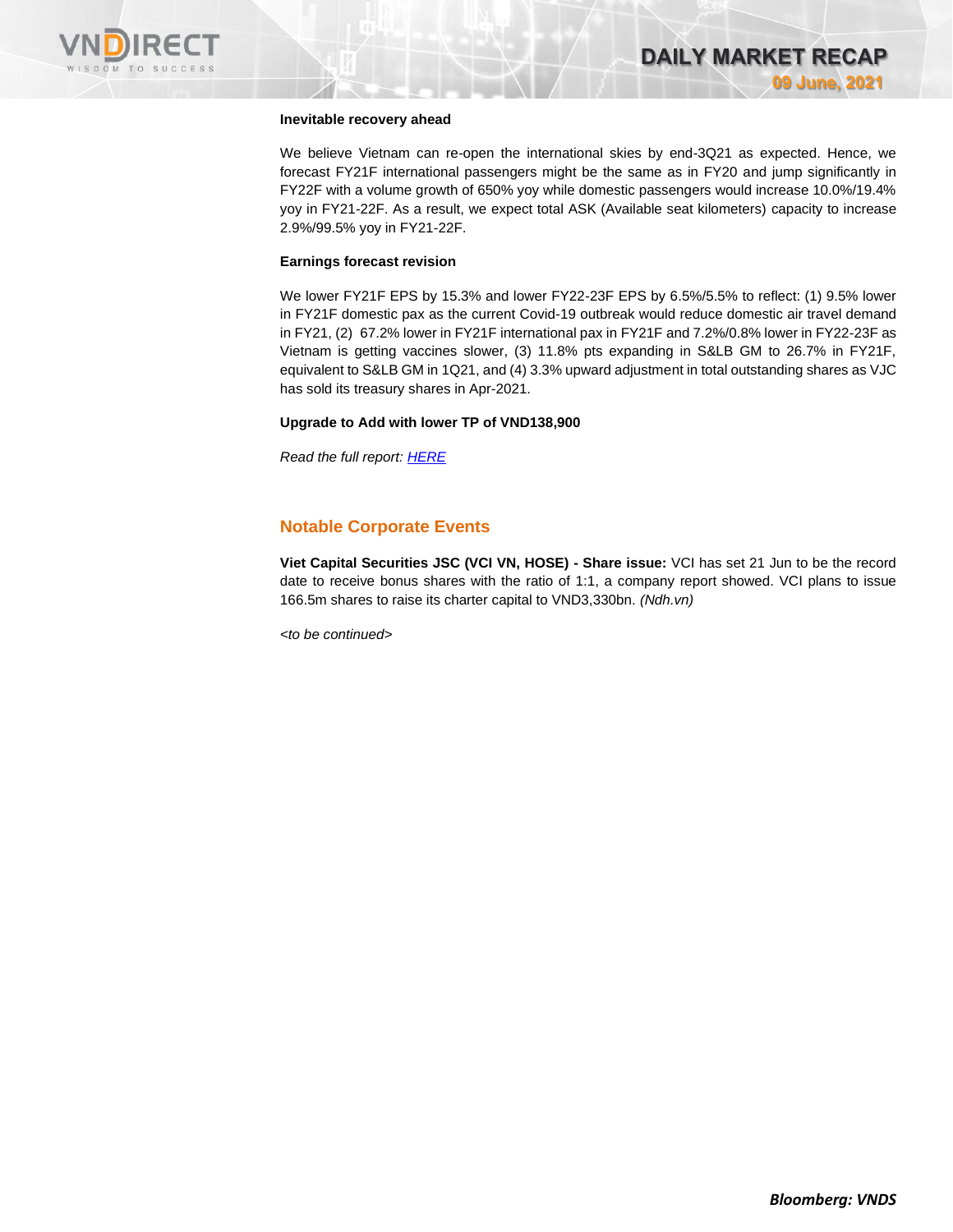**Inevitable recovery ahead**

We believe Vietnam can re-open the international skies by end-3Q21 as expected. Hence, we forecast FY21F international passengers might be the same as in FY20 and jump significantly in FY22F with a volume growth of 650% yoy while domestic passengers would increase 10.0%/19.4% yoy in FY21-22F. As a result, we expect total ASK (Available seat kilometers) capacity to increase 2.9%/99.5% yoy in FY21-22F.

**Earnings forecast revision**

We lower FY21F EPS by 15.3% and lower FY22-23F EPS by 6.5%/5.5% to reflect: (1) 9.5% lower in FY21F domestic pax as the current Covid-19 outbreak would reduce domestic air travel demand in FY21, (2) 67.2% lower in FY21F international pax in FY21F and 7.2%/0.8% lower in FY22-23F as Vietnam is getting vaccines slower, (3) 11.8% pts expanding in S&LB GM to 26.7% in FY21F, equivalent to S&LB GM in 1Q21, and (4) 3.3% upward adjustment in total outstanding shares as VJC has sold its treasury shares in Apr-2021.

**Upgrade to Add with lower TP of VND138,900**

*Read the full report: HERE*

## Notable Corporate Events

**Viet Capital Securities JSC (VCI VN, HOSE) - Share issue:** VCI has set 21 Jun to be the record date to receive bonus shares with the ratio of 1:1, a company report showed. VCI plans to issue 166.5m shares to raise its charter capital to VND3,330bn. *(Ndh.vn)*

*<to be continued>*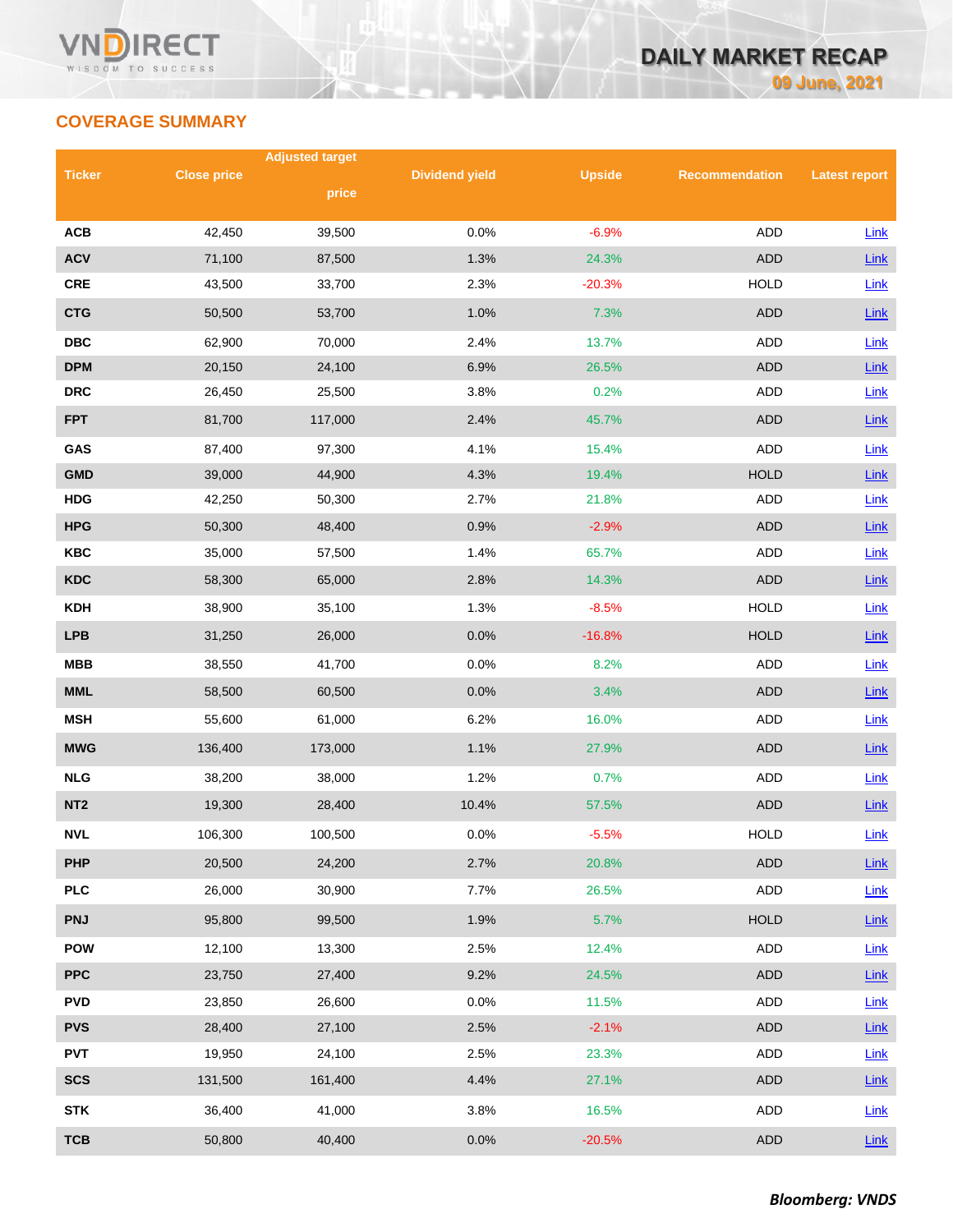## COVERAGE SUMMARY

| Ticker | Close price | Adjusted target price | Dividend yield | Upside | Recommendation | Latest report |
|---|---|---|---|---|---|---|
| ACB | 42,450 | 39,500 | 0.0% | -6.9% | ADD | Link |
| ACV | 71,100 | 87,500 | 1.3% | 24.3% | ADD | Link |
| CRE | 43,500 | 33,700 | 2.3% | -20.3% | HOLD | Link |
| CTG | 50,500 | 53,700 | 1.0% | 7.3% | ADD | Link |
| DBC | 62,900 | 70,000 | 2.4% | 13.7% | ADD | Link |
| DPM | 20,150 | 24,100 | 6.9% | 26.5% | ADD | Link |
| DRC | 26,450 | 25,500 | 3.8% | 0.2% | ADD | Link |
| FPT | 81,700 | 117,000 | 2.4% | 45.7% | ADD | Link |
| GAS | 87,400 | 97,300 | 4.1% | 15.4% | ADD | Link |
| GMD | 39,000 | 44,900 | 4.3% | 19.4% | HOLD | Link |
| HDG | 42,250 | 50,300 | 2.7% | 21.8% | ADD | Link |
| HPG | 50,300 | 48,400 | 0.9% | -2.9% | ADD | Link |
| KBC | 35,000 | 57,500 | 1.4% | 65.7% | ADD | Link |
| KDC | 58,300 | 65,000 | 2.8% | 14.3% | ADD | Link |
| KDH | 38,900 | 35,100 | 1.3% | -8.5% | HOLD | Link |
| LPB | 31,250 | 26,000 | 0.0% | -16.8% | HOLD | Link |
| MBB | 38,550 | 41,700 | 0.0% | 8.2% | ADD | Link |
| MML | 58,500 | 60,500 | 0.0% | 3.4% | ADD | Link |
| MSH | 55,600 | 61,000 | 6.2% | 16.0% | ADD | Link |
| MWG | 136,400 | 173,000 | 1.1% | 27.9% | ADD | Link |
| NLG | 38,200 | 38,000 | 1.2% | 0.7% | ADD | Link |
| NT2 | 19,300 | 28,400 | 10.4% | 57.5% | ADD | Link |
| NVL | 106,300 | 100,500 | 0.0% | -5.5% | HOLD | Link |
| PHP | 20,500 | 24,200 | 2.7% | 20.8% | ADD | Link |
| PLC | 26,000 | 30,900 | 7.7% | 26.5% | ADD | Link |
| PNJ | 95,800 | 99,500 | 1.9% | 5.7% | HOLD | Link |
| POW | 12,100 | 13,300 | 2.5% | 12.4% | ADD | Link |
| PPC | 23,750 | 27,400 | 9.2% | 24.5% | ADD | Link |
| PVD | 23,850 | 26,600 | 0.0% | 11.5% | ADD | Link |
| PVS | 28,400 | 27,100 | 2.5% | -2.1% | ADD | Link |
| PVT | 19,950 | 24,100 | 2.5% | 23.3% | ADD | Link |
| SCS | 131,500 | 161,400 | 4.4% | 27.1% | ADD | Link |
| STK | 36,400 | 41,000 | 3.8% | 16.5% | ADD | Link |
| TCB | 50,800 | 40,400 | 0.0% | -20.5% | ADD | Link |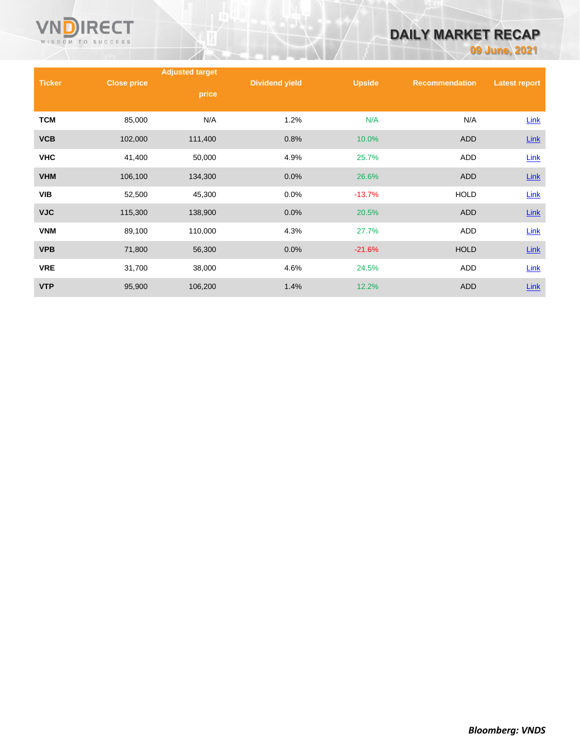| Ticker | Close price | Adjusted target price | Dividend yield | Upside | Recommendation | Latest report |
|---|---|---|---|---|---|---|
| TCM | 85,000 | N/A | 1.2% | N/A | N/A | Link |
| VCB | 102,000 | 111,400 | 0.8% | 10.0% | ADD | Link |
| VHC | 41,400 | 50,000 | 4.9% | 25.7% | ADD | Link |
| VHM | 106,100 | 134,300 | 0.0% | 26.6% | ADD | Link |
| VIB | 52,500 | 45,300 | 0.0% | -13.7% | HOLD | Link |
| VJC | 115,300 | 138,900 | 0.0% | 20.5% | ADD | Link |
| VNM | 89,100 | 110,000 | 4.3% | 27.7% | ADD | Link |
| VPB | 71,800 | 56,300 | 0.0% | -21.6% | HOLD | Link |
| VRE | 31,700 | 38,000 | 4.6% | 24.5% | ADD | Link |
| VTP | 95,900 | 106,200 | 1.4% | 12.2% | ADD | Link |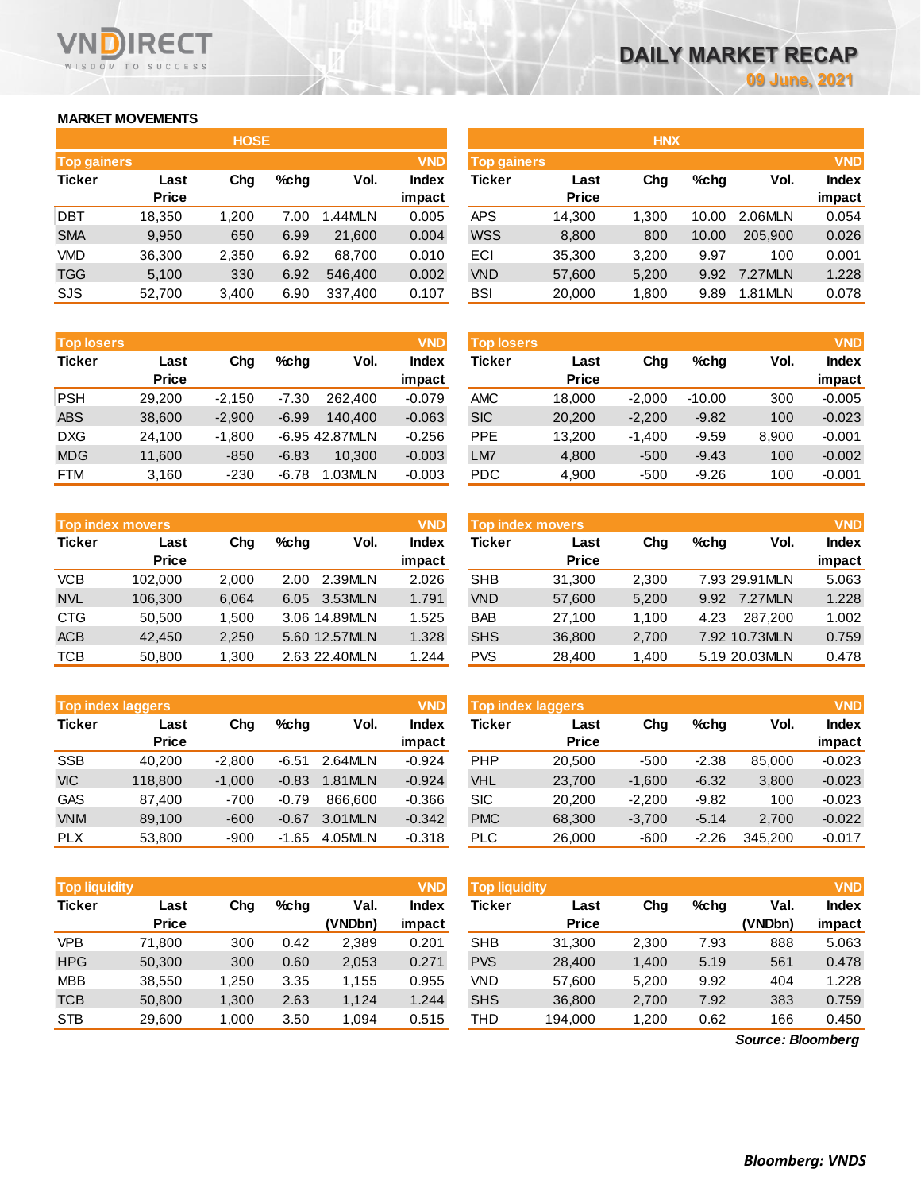# DAILY MARKET RECAP

09 June, 2021

## MARKET MOVEMENTS

### HOSE

**Top gainers** (VND)

| Ticker | Last Price | Chg | %chg | Vol. | Index impact |
|---|---|---|---|---|---|
| DBT | 18,350 | 1,200 | 7.00 | 1.44MLN | 0.005 |
| SMA | 9,950 | 650 | 6.99 | 21,600 | 0.004 |
| VMD | 36,300 | 2,350 | 6.92 | 68,700 | 0.010 |
| TGG | 5,100 | 330 | 6.92 | 546,400 | 0.002 |
| SJS | 52,700 | 3,400 | 6.90 | 337,400 | 0.107 |

**Top losers** (VND)

| Ticker | Last Price | Chg | %chg | Vol. | Index impact |
|---|---|---|---|---|---|
| PSH | 29,200 | -2,150 | -7.30 | 262,400 | -0.079 |
| ABS | 38,600 | -2,900 | -6.99 | 140,400 | -0.063 |
| DXG | 24,100 | -1,800 | -6.95 | 42.87MLN | -0.256 |
| MDG | 11,600 | -850 | -6.83 | 10,300 | -0.003 |
| FTM | 3,160 | -230 | -6.78 | 1.03MLN | -0.003 |

**Top index movers** (VND)

| Ticker | Last Price | Chg | %chg | Vol. | Index impact |
|---|---|---|---|---|---|
| VCB | 102,000 | 2,000 | 2.00 | 2.39MLN | 2.026 |
| NVL | 106,300 | 6,064 | 6.05 | 3.53MLN | 1.791 |
| CTG | 50,500 | 1,500 | 3.06 | 14.89MLN | 1.525 |
| ACB | 42,450 | 2,250 | 5.60 | 12.57MLN | 1.328 |
| TCB | 50,800 | 1,300 | 2.63 | 22.40MLN | 1.244 |

**Top index laggers** (VND)

| Ticker | Last Price | Chg | %chg | Vol. | Index impact |
|---|---|---|---|---|---|
| SSB | 40,200 | -2,800 | -6.51 | 2.64MLN | -0.924 |
| VIC | 118,800 | -1,000 | -0.83 | 1.81MLN | -0.924 |
| GAS | 87,400 | -700 | -0.79 | 866,600 | -0.366 |
| VNM | 89,100 | -600 | -0.67 | 3.01MLN | -0.342 |
| PLX | 53,800 | -900 | -1.65 | 4.05MLN | -0.318 |

**Top liquidity** (VND)

| Ticker | Last Price | Chg | %chg | Val. (VNDbn) | Index impact |
|---|---|---|---|---|---|
| VPB | 71,800 | 300 | 0.42 | 2,389 | 0.201 |
| HPG | 50,300 | 300 | 0.60 | 2,053 | 0.271 |
| MBB | 38,550 | 1,250 | 3.35 | 1,155 | 0.955 |
| TCB | 50,800 | 1,300 | 2.63 | 1,124 | 1.244 |
| STB | 29,600 | 1,000 | 3.50 | 1,094 | 0.515 |

### HNX

**Top gainers** (VND)

| Ticker | Last Price | Chg | %chg | Vol. | Index impact |
|---|---|---|---|---|---|
| APS | 14,300 | 1,300 | 10.00 | 2.06MLN | 0.054 |
| WSS | 8,800 | 800 | 10.00 | 205,900 | 0.026 |
| ECI | 35,300 | 3,200 | 9.97 | 100 | 0.001 |
| VND | 57,600 | 5,200 | 9.92 | 7.27MLN | 1.228 |
| BSI | 20,000 | 1,800 | 9.89 | 1.81MLN | 0.078 |

**Top losers** (VND)

| Ticker | Last Price | Chg | %chg | Vol. | Index impact |
|---|---|---|---|---|---|
| AMC | 18,000 | -2,000 | -10.00 | 300 | -0.005 |
| SIC | 20,200 | -2,200 | -9.82 | 100 | -0.023 |
| PPE | 13,200 | -1,400 | -9.59 | 8,900 | -0.001 |
| LM7 | 4,800 | -500 | -9.43 | 100 | -0.002 |
| PDC | 4,900 | -500 | -9.26 | 100 | -0.001 |

**Top index movers** (VND)

| Ticker | Last Price | Chg | %chg | Vol. | Index impact |
|---|---|---|---|---|---|
| SHB | 31,300 | 2,300 | 7.93 | 29.91MLN | 5.063 |
| VND | 57,600 | 5,200 | 9.92 | 7.27MLN | 1.228 |
| BAB | 27,100 | 1,100 | 4.23 | 287,200 | 1.002 |
| SHS | 36,800 | 2,700 | 7.92 | 10.73MLN | 0.759 |
| PVS | 28,400 | 1,400 | 5.19 | 20.03MLN | 0.478 |

**Top index laggers** (VND)

| Ticker | Last Price | Chg | %chg | Vol. | Index impact |
|---|---|---|---|---|---|
| PHP | 20,500 | -500 | -2.38 | 85,000 | -0.023 |
| VHL | 23,700 | -1,600 | -6.32 | 3,800 | -0.023 |
| SIC | 20,200 | -2,200 | -9.82 | 100 | -0.023 |
| PMC | 68,300 | -3,700 | -5.14 | 2,700 | -0.022 |
| PLC | 26,000 | -600 | -2.26 | 345,200 | -0.017 |

**Top liquidity** (VND)

| Ticker | Last Price | Chg | %chg | Val. (VNDbn) | Index impact |
|---|---|---|---|---|---|
| SHB | 31,300 | 2,300 | 7.93 | 888 | 5.063 |
| PVS | 28,400 | 1,400 | 5.19 | 561 | 0.478 |
| VND | 57,600 | 5,200 | 9.92 | 404 | 1.228 |
| SHS | 36,800 | 2,700 | 7.92 | 383 | 0.759 |
| THD | 194,000 | 1,200 | 0.62 | 166 | 0.450 |

***Source: Bloomberg***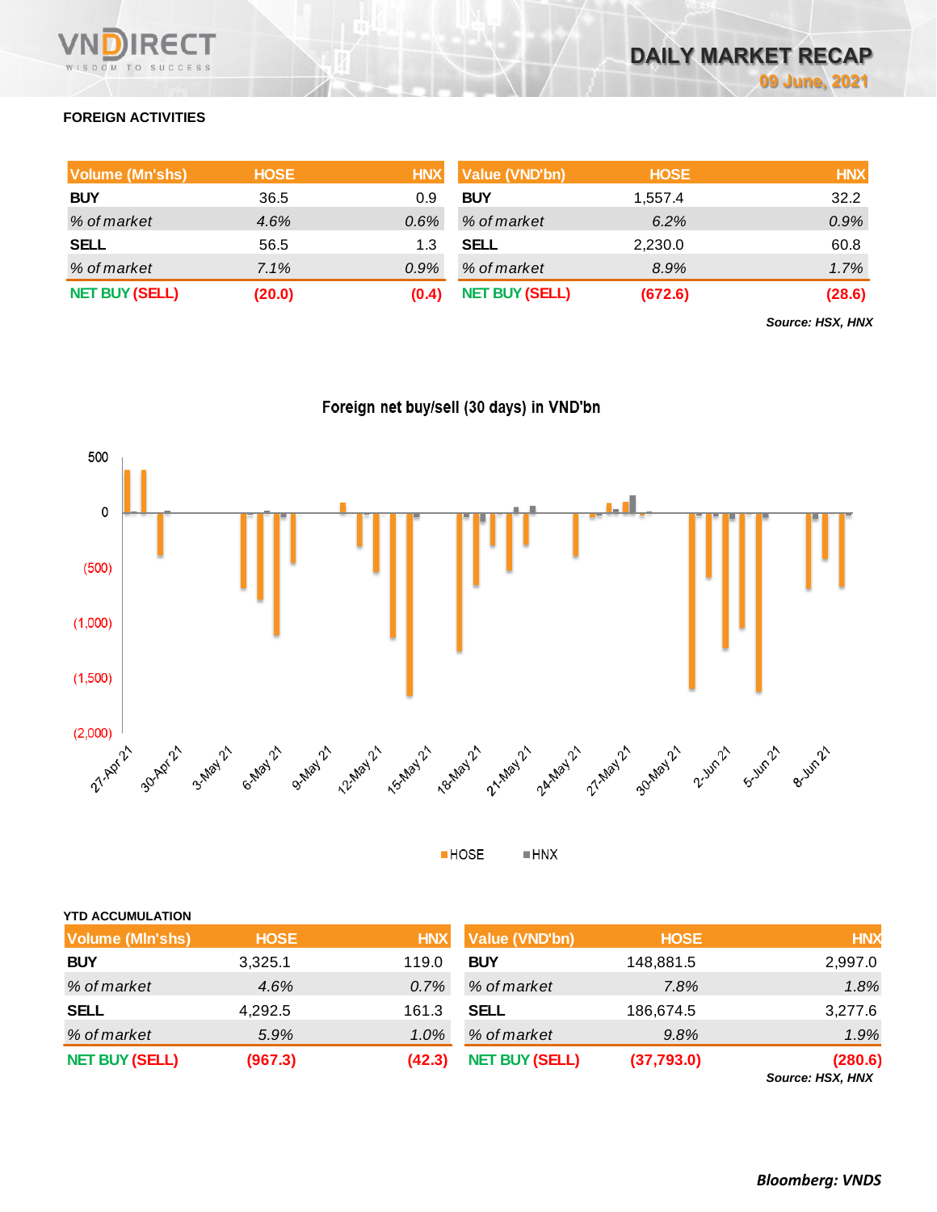## FOREIGN ACTIVITIES

| Volume (Mn'shs) | HOSE | HNX |
|---|---|---|
| **BUY** | 36.5 | 0.9 |
| *% of market* | *4.6%* | *0.6%* |
| **SELL** | 56.5 | 1.3 |
| *% of market* | *7.1%* | *0.9%* |
| **NET BUY (SELL)** | **(20.0)** | **(0.4)** |

| Value (VND'bn) | HOSE | HNX |
|---|---|---|
| **BUY** | 1,557.4 | 32.2 |
| *% of market* | *6.2%* | *0.9%* |
| **SELL** | 2,230.0 | 60.8 |
| *% of market* | *8.9%* | *1.7%* |
| **NET BUY (SELL)** | **(672.6)** | **(28.6)** |

***Source: HSX, HNX***

Foreign net buy/sell (30 days) in VND'bn

HOSE HNX

## YTD ACCUMULATION

| Volume (Mln'shs) | HOSE | HNX |
|---|---|---|
| **BUY** | 3,325.1 | 119.0 |
| *% of market* | *4.6%* | *0.7%* |
| **SELL** | 4,292.5 | 161.3 |
| *% of market* | *5.9%* | *1.0%* |
| **NET BUY (SELL)** | **(967.3)** | **(42.3)** |

| Value (VND'bn) | HOSE | HNX |
|---|---|---|
| **BUY** | 148,881.5 | 2,997.0 |
| *% of market* | *7.8%* | *1.8%* |
| **SELL** | 186,674.5 | 3,277.6 |
| *% of market* | *9.8%* | *1.9%* |
| **NET BUY (SELL)** | **(37,793.0)** | **(280.6)** |

***Source: HSX, HNX***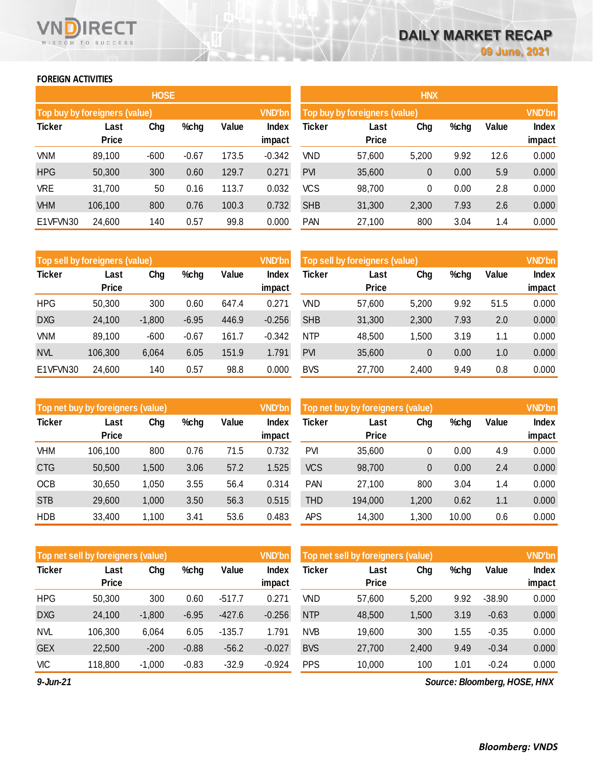# DAILY MARKET RECAP

09 June, 2021

## FOREIGN ACTIVITIES

### HOSE

| Top buy by foreigners (value) | | | | | VND'bn |
|---|---|---|---|---|---|
| Ticker | Last Price | Chg | %chg | Value | Index impact |
| VNM | 89,100 | -600 | -0.67 | 173.5 | -0.342 |
| HPG | 50,300 | 300 | 0.60 | 129.7 | 0.271 |
| VRE | 31,700 | 50 | 0.16 | 113.7 | 0.032 |
| VHM | 106,100 | 800 | 0.76 | 100.3 | 0.732 |
| E1VFVN30 | 24,600 | 140 | 0.57 | 99.8 | 0.000 |

| Top sell by foreigners (value) | | | | | VND'bn |
|---|---|---|---|---|---|
| Ticker | Last Price | Chg | %chg | Value | Index impact |
| HPG | 50,300 | 300 | 0.60 | 647.4 | 0.271 |
| DXG | 24,100 | -1,800 | -6.95 | 446.9 | -0.256 |
| VNM | 89,100 | -600 | -0.67 | 161.7 | -0.342 |
| NVL | 106,300 | 6,064 | 6.05 | 151.9 | 1.791 |
| E1VFVN30 | 24,600 | 140 | 0.57 | 98.8 | 0.000 |

| Top net buy by foreigners (value) | | | | | VND'bn |
|---|---|---|---|---|---|
| Ticker | Last Price | Chg | %chg | Value | Index impact |
| VHM | 106,100 | 800 | 0.76 | 71.5 | 0.732 |
| CTG | 50,500 | 1,500 | 3.06 | 57.2 | 1.525 |
| OCB | 30,650 | 1,050 | 3.55 | 56.4 | 0.314 |
| STB | 29,600 | 1,000 | 3.50 | 56.3 | 0.515 |
| HDB | 33,400 | 1,100 | 3.41 | 53.6 | 0.483 |

| Top net sell by foreigners (value) | | | | | VND'bn |
|---|---|---|---|---|---|
| Ticker | Last Price | Chg | %chg | Value | Index impact |
| HPG | 50,300 | 300 | 0.60 | -517.7 | 0.271 |
| DXG | 24,100 | -1,800 | -6.95 | -427.6 | -0.256 |
| NVL | 106,300 | 6,064 | 6.05 | -135.7 | 1.791 |
| GEX | 22,500 | -200 | -0.88 | -56.2 | -0.027 |
| VIC | 118,800 | -1,000 | -0.83 | -32.9 | -0.924 |

### HNX

| Top buy by foreigners (value) | | | | | VND'bn |
|---|---|---|---|---|---|
| Ticker | Last Price | Chg | %chg | Value | Index impact |
| VND | 57,600 | 5,200 | 9.92 | 12.6 | 0.000 |
| PVI | 35,600 | 0 | 0.00 | 5.9 | 0.000 |
| VCS | 98,700 | 0 | 0.00 | 2.8 | 0.000 |
| SHB | 31,300 | 2,300 | 7.93 | 2.6 | 0.000 |
| PAN | 27,100 | 800 | 3.04 | 1.4 | 0.000 |

| Top sell by foreigners (value) | | | | | VND'bn |
|---|---|---|---|---|---|
| Ticker | Last Price | Chg | %chg | Value | Index impact |
| VND | 57,600 | 5,200 | 9.92 | 51.5 | 0.000 |
| SHB | 31,300 | 2,300 | 7.93 | 2.0 | 0.000 |
| NTP | 48,500 | 1,500 | 3.19 | 1.1 | 0.000 |
| PVI | 35,600 | 0 | 0.00 | 1.0 | 0.000 |
| BVS | 27,700 | 2,400 | 9.49 | 0.8 | 0.000 |

| Top net buy by foreigners (value) | | | | | VND'bn |
|---|---|---|---|---|---|
| Ticker | Last Price | Chg | %chg | Value | Index impact |
| PVI | 35,600 | 0 | 0.00 | 4.9 | 0.000 |
| VCS | 98,700 | 0 | 0.00 | 2.4 | 0.000 |
| PAN | 27,100 | 800 | 3.04 | 1.4 | 0.000 |
| THD | 194,000 | 1,200 | 0.62 | 1.1 | 0.000 |
| APS | 14,300 | 1,300 | 10.00 | 0.6 | 0.000 |

| Top net sell by foreigners (value) | | | | | VND'bn |
|---|---|---|---|---|---|
| Ticker | Last Price | Chg | %chg | Value | Index impact |
| VND | 57,600 | 5,200 | 9.92 | -38.90 | 0.000 |
| NTP | 48,500 | 1,500 | 3.19 | -0.63 | 0.000 |
| NVB | 19,600 | 300 | 1.55 | -0.35 | 0.000 |
| BVS | 27,700 | 2,400 | 9.49 | -0.34 | 0.000 |
| PPS | 10,000 | 100 | 1.01 | -0.24 | 0.000 |

*9-Jun-21*

*Source: Bloomberg, HOSE, HNX*

**Bloomberg: VNDS**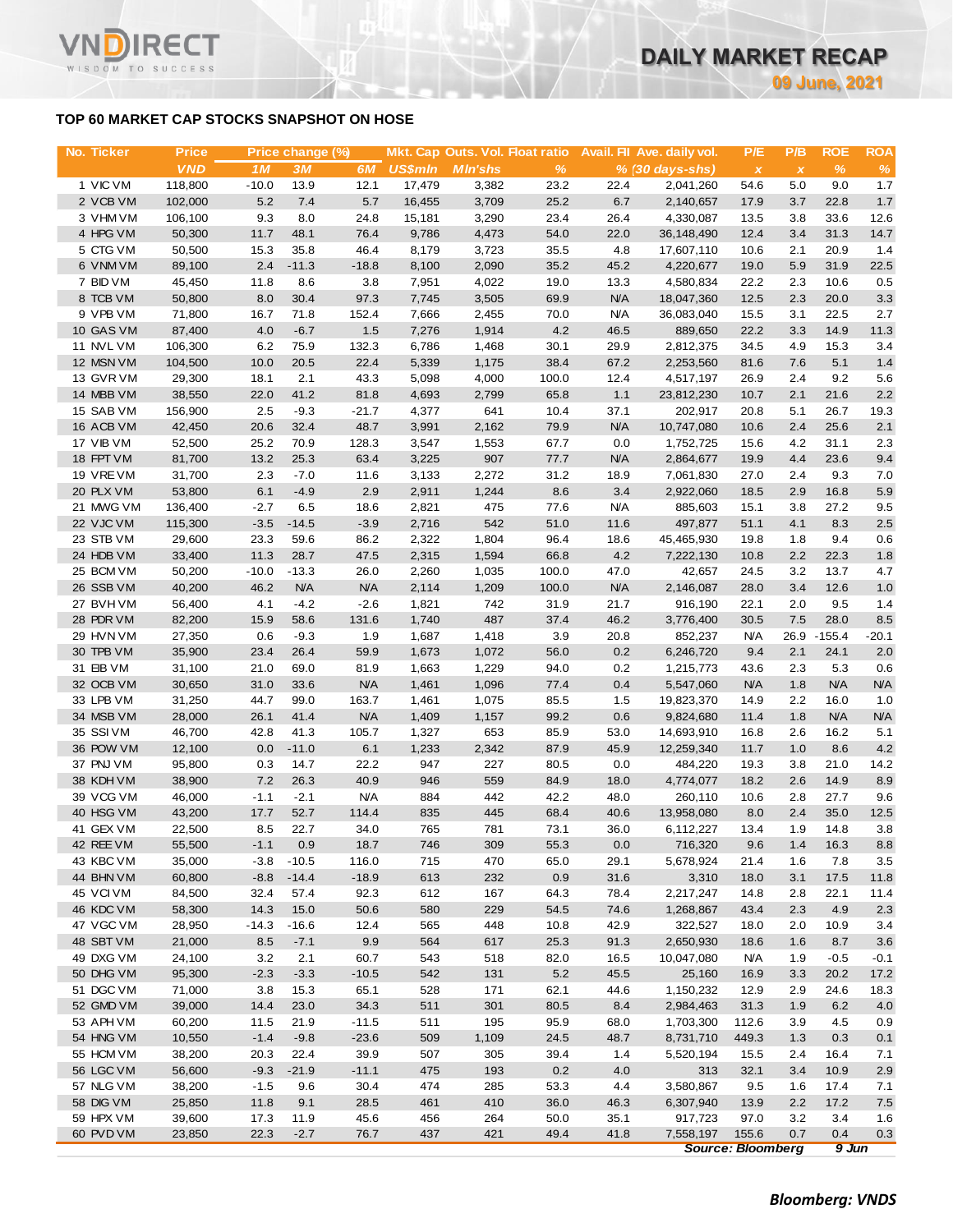## TOP 60 MARKET CAP STOCKS SNAPSHOT ON HOSE

| No. | Ticker | Price | Price change (%) | | | Mkt. Cap | Outs. Vol. | Float ratio | Avail. FII | Ave. daily vol. | P/E | P/B | ROE | ROA |
|---|---|---|---|---|---|---|---|---|---|---|---|---|---|---|
| | | VND | 1M | 3M | 6M | US$mln | Mln'shs | % | % | (30 days-shs) | x | x | % | % |
| 1 | VIC VM | 118,800 | -10.0 | 13.9 | 12.1 | 17,479 | 3,382 | 23.2 | 22.4 | 2,041,260 | 54.6 | 5.0 | 9.0 | 1.7 |
| 2 | VCB VM | 102,000 | 5.2 | 7.4 | 5.7 | 16,455 | 3,709 | 25.2 | 6.7 | 2,140,657 | 17.9 | 3.7 | 22.8 | 1.7 |
| 3 | VHM VM | 106,100 | 9.3 | 8.0 | 24.8 | 15,181 | 3,290 | 23.4 | 26.4 | 4,330,087 | 13.5 | 3.8 | 33.6 | 12.6 |
| 4 | HPG VM | 50,300 | 11.7 | 48.1 | 76.4 | 9,786 | 4,473 | 54.0 | 22.0 | 36,148,490 | 12.4 | 3.4 | 31.3 | 14.7 |
| 5 | CTG VM | 50,500 | 15.3 | 35.8 | 46.4 | 8,179 | 3,723 | 35.5 | 4.8 | 17,607,110 | 10.6 | 2.1 | 20.9 | 1.4 |
| 6 | VNM VM | 89,100 | 2.4 | -11.3 | -18.8 | 8,100 | 2,090 | 35.2 | 45.2 | 4,220,677 | 19.0 | 5.9 | 31.9 | 22.5 |
| 7 | BID VM | 45,450 | 11.8 | 8.6 | 3.8 | 7,951 | 4,022 | 19.0 | 13.3 | 4,580,834 | 22.2 | 2.3 | 10.6 | 0.5 |
| 8 | TCB VM | 50,800 | 8.0 | 30.4 | 97.3 | 7,745 | 3,505 | 69.9 | N/A | 18,047,360 | 12.5 | 2.3 | 20.0 | 3.3 |
| 9 | VPB VM | 71,800 | 16.7 | 71.8 | 152.4 | 7,666 | 2,455 | 70.0 | N/A | 36,083,040 | 15.5 | 3.1 | 22.5 | 2.7 |
| 10 | GAS VM | 87,400 | 4.0 | -6.7 | 1.5 | 7,276 | 1,914 | 4.2 | 46.5 | 889,650 | 22.2 | 3.3 | 14.9 | 11.3 |
| 11 | NVL VM | 106,300 | 6.2 | 75.9 | 132.3 | 6,786 | 1,468 | 30.1 | 29.9 | 2,812,375 | 34.5 | 4.9 | 15.3 | 3.4 |
| 12 | MSN VM | 104,500 | 10.0 | 20.5 | 22.4 | 5,339 | 1,175 | 38.4 | 67.2 | 2,253,560 | 81.6 | 7.6 | 5.1 | 1.4 |
| 13 | GVR VM | 29,300 | 18.1 | 2.1 | 43.3 | 5,098 | 4,000 | 100.0 | 12.4 | 4,517,197 | 26.9 | 2.4 | 9.2 | 5.6 |
| 14 | MBB VM | 38,550 | 22.0 | 41.2 | 81.8 | 4,693 | 2,799 | 65.8 | 1.1 | 23,812,230 | 10.7 | 2.1 | 21.6 | 2.2 |
| 15 | SAB VM | 156,900 | 2.5 | -9.3 | -21.7 | 4,377 | 641 | 10.4 | 37.1 | 202,917 | 20.8 | 5.1 | 26.7 | 19.3 |
| 16 | ACB VM | 42,450 | 20.6 | 32.4 | 48.7 | 3,991 | 2,162 | 79.9 | N/A | 10,747,080 | 10.6 | 2.4 | 25.6 | 2.1 |
| 17 | VIB VM | 52,500 | 25.2 | 70.9 | 128.3 | 3,547 | 1,553 | 67.7 | 0.0 | 1,752,725 | 15.6 | 4.2 | 31.1 | 2.3 |
| 18 | FPT VM | 81,700 | 13.2 | 25.3 | 63.4 | 3,225 | 907 | 77.7 | N/A | 2,864,677 | 19.9 | 4.4 | 23.6 | 9.4 |
| 19 | VRE VM | 31,700 | 2.3 | -7.0 | 11.6 | 3,133 | 2,272 | 31.2 | 18.9 | 7,061,830 | 27.0 | 2.4 | 9.3 | 7.0 |
| 20 | PLX VM | 53,800 | 6.1 | -4.9 | 2.9 | 2,911 | 1,244 | 8.6 | 3.4 | 2,922,060 | 18.5 | 2.9 | 16.8 | 5.9 |
| 21 | MWG VM | 136,400 | -2.7 | 6.5 | 18.6 | 2,821 | 475 | 77.6 | N/A | 885,603 | 15.1 | 3.8 | 27.2 | 9.5 |
| 22 | VJC VM | 115,300 | -3.5 | -14.5 | -3.9 | 2,716 | 542 | 51.0 | 11.6 | 497,877 | 51.1 | 4.1 | 8.3 | 2.5 |
| 23 | STB VM | 29,600 | 23.3 | 59.6 | 86.2 | 2,322 | 1,804 | 96.4 | 18.6 | 45,465,930 | 19.8 | 1.8 | 9.4 | 0.6 |
| 24 | HDB VM | 33,400 | 11.3 | 28.7 | 47.5 | 2,315 | 1,594 | 66.8 | 4.2 | 7,222,130 | 10.8 | 2.2 | 22.3 | 1.8 |
| 25 | BCM VM | 50,200 | -10.0 | -13.3 | 26.0 | 2,260 | 1,035 | 100.0 | 47.0 | 42,657 | 24.5 | 3.2 | 13.7 | 4.7 |
| 26 | SSB VM | 40,200 | 46.2 | N/A | N/A | 2,114 | 1,209 | 100.0 | N/A | 2,146,087 | 28.0 | 3.4 | 12.6 | 1.0 |
| 27 | BVH VM | 56,400 | 4.1 | -4.2 | -2.6 | 1,821 | 742 | 31.9 | 21.7 | 916,190 | 22.1 | 2.0 | 9.5 | 1.4 |
| 28 | PDR VM | 82,200 | 15.9 | 58.6 | 131.6 | 1,740 | 487 | 37.4 | 46.2 | 3,776,400 | 30.5 | 7.5 | 28.0 | 8.5 |
| 29 | HVN VM | 27,350 | 0.6 | -9.3 | 1.9 | 1,687 | 1,418 | 3.9 | 20.8 | 852,237 | N/A | 26.9 | -155.4 | -20.1 |
| 30 | TPB VM | 35,900 | 23.4 | 26.4 | 59.9 | 1,673 | 1,072 | 56.0 | 0.2 | 6,246,720 | 9.4 | 2.1 | 24.1 | 2.0 |
| 31 | EIB VM | 31,100 | 21.0 | 69.0 | 81.9 | 1,663 | 1,229 | 94.0 | 0.2 | 1,215,773 | 43.6 | 2.3 | 5.3 | 0.6 |
| 32 | OCB VM | 30,650 | 31.0 | 33.6 | N/A | 1,461 | 1,096 | 77.4 | 0.4 | 5,547,060 | N/A | 1.8 | N/A | N/A |
| 33 | LPB VM | 31,250 | 44.7 | 99.0 | 163.7 | 1,461 | 1,075 | 85.5 | 1.5 | 19,823,370 | 14.9 | 2.2 | 16.0 | 1.0 |
| 34 | MSB VM | 28,000 | 26.1 | 41.4 | N/A | 1,409 | 1,157 | 99.2 | 0.6 | 9,824,680 | 11.4 | 1.8 | N/A | N/A |
| 35 | SSI VM | 46,700 | 42.8 | 41.3 | 105.7 | 1,327 | 653 | 85.9 | 53.0 | 14,693,910 | 16.8 | 2.6 | 16.2 | 5.1 |
| 36 | POW VM | 12,100 | 0.0 | -11.0 | 6.1 | 1,233 | 2,342 | 87.9 | 45.9 | 12,259,340 | 11.7 | 1.0 | 8.6 | 4.2 |
| 37 | PNJ VM | 95,800 | 0.3 | 14.7 | 22.2 | 947 | 227 | 80.5 | 0.0 | 484,220 | 19.3 | 3.8 | 21.0 | 14.2 |
| 38 | KDH VM | 38,900 | 7.2 | 26.3 | 40.9 | 946 | 559 | 84.9 | 18.0 | 4,774,077 | 18.2 | 2.6 | 14.9 | 8.9 |
| 39 | VCG VM | 46,000 | -1.1 | -2.1 | N/A | 884 | 442 | 42.2 | 48.0 | 260,110 | 10.6 | 2.8 | 27.7 | 9.6 |
| 40 | HSG VM | 43,200 | 17.7 | 52.7 | 114.4 | 835 | 445 | 68.4 | 40.6 | 13,958,080 | 8.0 | 2.4 | 35.0 | 12.5 |
| 41 | GEX VM | 22,500 | 8.5 | 22.7 | 34.0 | 765 | 781 | 73.1 | 36.0 | 6,112,227 | 13.4 | 1.9 | 14.8 | 3.8 |
| 42 | REE VM | 55,500 | -1.1 | 0.9 | 18.7 | 746 | 309 | 55.3 | 0.0 | 716,320 | 9.6 | 1.4 | 16.3 | 8.8 |
| 43 | KBC VM | 35,000 | -3.8 | -10.5 | 116.0 | 715 | 470 | 65.0 | 29.1 | 5,678,924 | 21.4 | 1.6 | 7.8 | 3.5 |
| 44 | BHN VM | 60,800 | -8.8 | -14.4 | -18.9 | 613 | 232 | 0.9 | 31.6 | 3,310 | 18.0 | 3.1 | 17.5 | 11.8 |
| 45 | VCI VM | 84,500 | 32.4 | 57.4 | 92.3 | 612 | 167 | 64.3 | 78.4 | 2,217,247 | 14.8 | 2.8 | 22.1 | 11.4 |
| 46 | KDC VM | 58,300 | 14.3 | 15.0 | 50.6 | 580 | 229 | 54.5 | 74.6 | 1,268,867 | 43.4 | 2.3 | 4.9 | 2.3 |
| 47 | VGC VM | 28,950 | -14.3 | -16.6 | 12.4 | 565 | 448 | 10.8 | 42.9 | 322,527 | 18.0 | 2.0 | 10.9 | 3.4 |
| 48 | SBT VM | 21,000 | 8.5 | -7.1 | 9.9 | 564 | 617 | 25.3 | 91.3 | 2,650,930 | 18.6 | 1.6 | 8.7 | 3.6 |
| 49 | DXG VM | 24,100 | 3.2 | 2.1 | 60.7 | 543 | 518 | 82.0 | 16.5 | 10,047,080 | N/A | 1.9 | -0.5 | -0.1 |
| 50 | DHG VM | 95,300 | -2.3 | -3.3 | -10.5 | 542 | 131 | 5.2 | 45.5 | 25,160 | 16.9 | 3.3 | 20.2 | 17.2 |
| 51 | DGC VM | 71,000 | 3.8 | 15.3 | 65.1 | 528 | 171 | 62.1 | 44.6 | 1,150,232 | 12.9 | 2.9 | 24.6 | 18.3 |
| 52 | GMD VM | 39,000 | 14.4 | 23.0 | 34.3 | 511 | 301 | 80.5 | 8.4 | 2,984,463 | 31.3 | 1.9 | 6.2 | 4.0 |
| 53 | APH VM | 60,200 | 11.5 | 21.9 | -11.5 | 511 | 195 | 95.9 | 68.0 | 1,703,300 | 112.6 | 3.9 | 4.5 | 0.9 |
| 54 | HNG VM | 10,550 | -1.4 | -9.8 | -23.6 | 509 | 1,109 | 24.5 | 48.7 | 8,731,710 | 449.3 | 1.3 | 0.3 | 0.1 |
| 55 | HCM VM | 38,200 | 20.3 | 22.4 | 39.9 | 507 | 305 | 39.4 | 1.4 | 5,520,194 | 15.5 | 2.4 | 16.4 | 7.1 |
| 56 | LGC VM | 56,600 | -9.3 | -21.9 | -11.1 | 475 | 193 | 0.2 | 4.0 | 313 | 32.1 | 3.4 | 10.9 | 2.9 |
| 57 | NLG VM | 38,200 | -1.5 | 9.6 | 30.4 | 474 | 285 | 53.3 | 4.4 | 3,580,867 | 9.5 | 1.6 | 17.4 | 7.1 |
| 58 | DIG VM | 25,850 | 11.8 | 9.1 | 28.5 | 461 | 410 | 36.0 | 46.3 | 6,307,940 | 13.9 | 2.2 | 17.2 | 7.5 |
| 59 | HPX VM | 39,600 | 17.3 | 11.9 | 45.6 | 456 | 264 | 50.0 | 35.1 | 917,723 | 97.0 | 3.2 | 3.4 | 1.6 |
| 60 | PVD VM | 23,850 | 22.3 | -2.7 | 76.7 | 437 | 421 | 49.4 | 41.8 | 7,558,197 | 155.6 | 0.7 | 0.4 | 0.3 |

*Source: Bloomberg* *9 Jun*

***Bloomberg: VNDS***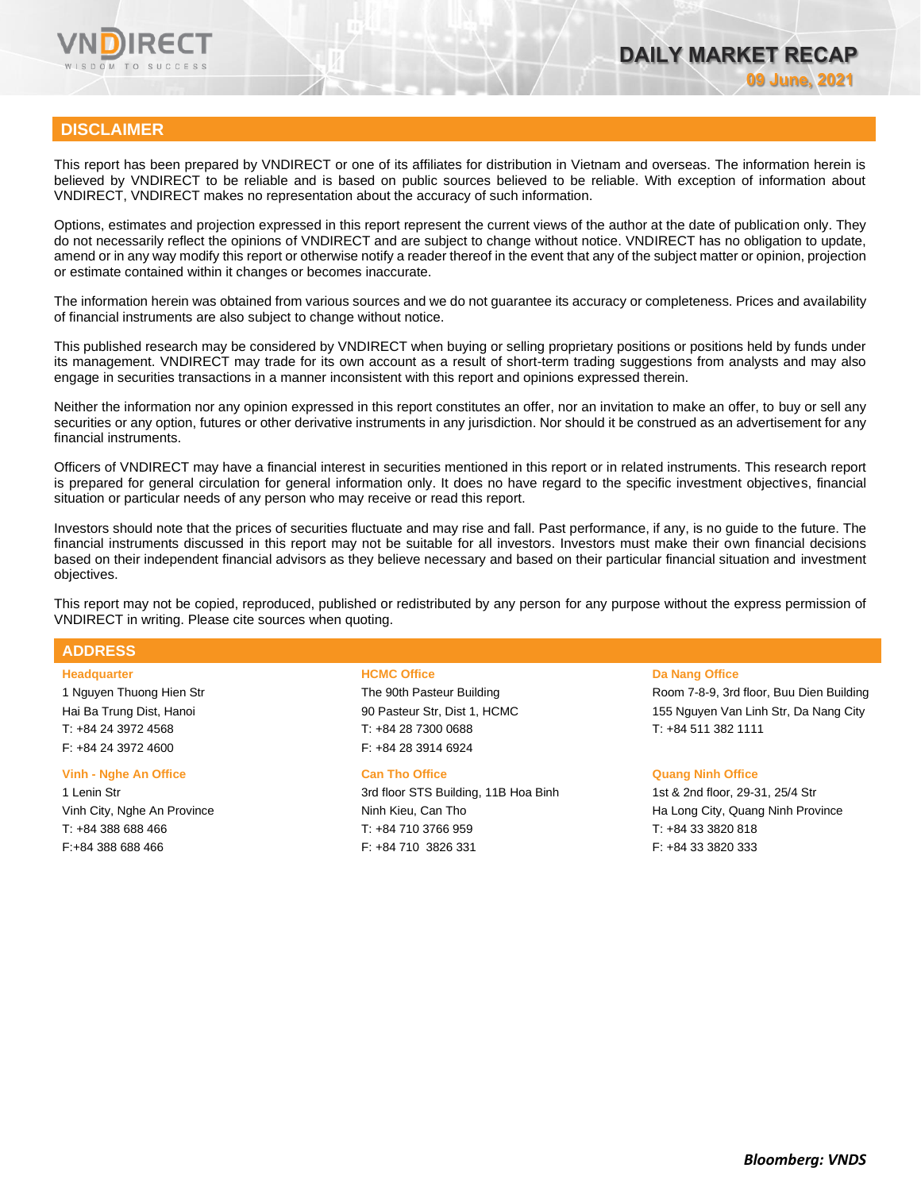## DISCLAIMER

This report has been prepared by VNDIRECT or one of its affiliates for distribution in Vietnam and overseas. The information herein is believed by VNDIRECT to be reliable and is based on public sources believed to be reliable. With exception of information about VNDIRECT, VNDIRECT makes no representation about the accuracy of such information.

Options, estimates and projection expressed in this report represent the current views of the author at the date of publication only. They do not necessarily reflect the opinions of VNDIRECT and are subject to change without notice. VNDIRECT has no obligation to update, amend or in any way modify this report or otherwise notify a reader thereof in the event that any of the subject matter or opinion, projection or estimate contained within it changes or becomes inaccurate.

The information herein was obtained from various sources and we do not guarantee its accuracy or completeness. Prices and availability of financial instruments are also subject to change without notice.

This published research may be considered by VNDIRECT when buying or selling proprietary positions or positions held by funds under its management. VNDIRECT may trade for its own account as a result of short-term trading suggestions from analysts and may also engage in securities transactions in a manner inconsistent with this report and opinions expressed therein.

Neither the information nor any opinion expressed in this report constitutes an offer, nor an invitation to make an offer, to buy or sell any securities or any option, futures or other derivative instruments in any jurisdiction. Nor should it be construed as an advertisement for any financial instruments.

Officers of VNDIRECT may have a financial interest in securities mentioned in this report or in related instruments. This research report is prepared for general circulation for general information only. It does no have regard to the specific investment objectives, financial situation or particular needs of any person who may receive or read this report.

Investors should note that the prices of securities fluctuate and may rise and fall. Past performance, if any, is no guide to the future. The financial instruments discussed in this report may not be suitable for all investors. Investors must make their own financial decisions based on their independent financial advisors as they believe necessary and based on their particular financial situation and investment objectives.

This report may not be copied, reproduced, published or redistributed by any person for any purpose without the express permission of VNDIRECT in writing. Please cite sources when quoting.

## ADDRESS

**Headquarter**
1 Nguyen Thuong Hien Str
Hai Ba Trung Dist, Hanoi
T: +84 24 3972 4568
F: +84 24 3972 4600

**HCMC Office**
The 90th Pasteur Building
90 Pasteur Str, Dist 1, HCMC
T: +84 28 7300 0688
F: +84 28 3914 6924

**Da Nang Office**
Room 7-8-9, 3rd floor, Buu Dien Building
155 Nguyen Van Linh Str, Da Nang City
T: +84 511 382 1111

**Vinh - Nghe An Office**
1 Lenin Str
Vinh City, Nghe An Province
T: +84 388 688 466
F:+84 388 688 466

**Can Tho Office**
3rd floor STS Building, 11B Hoa Binh
Ninh Kieu, Can Tho
T: +84 710 3766 959
F: +84 710 3826 331

**Quang Ninh Office**
1st & 2nd floor, 29-31, 25/4 Str
Ha Long City, Quang Ninh Province
T: +84 33 3820 818
F: +84 33 3820 333

***Bloomberg: VNDS***